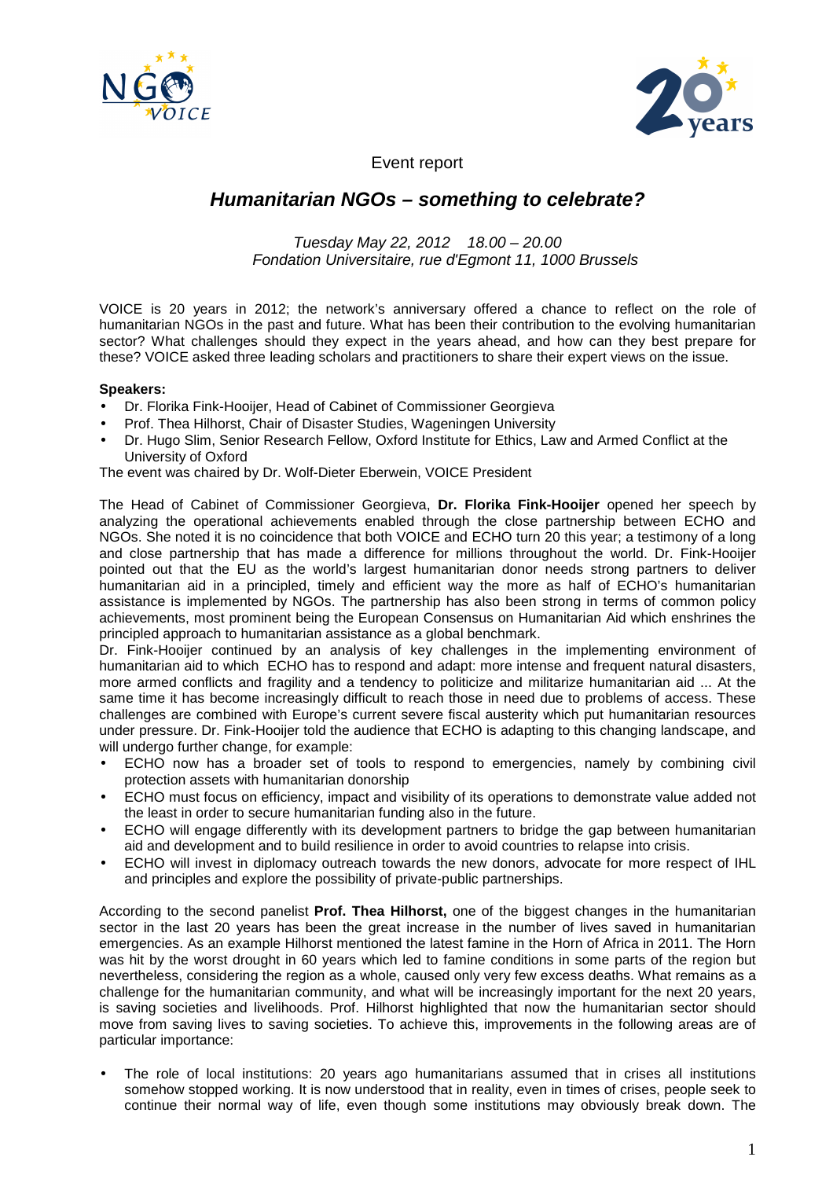Event report

# *Humanitarian NGOs – something to celebrate?*

*Tuesday May 22, 2012  18.00 – 20.00*
*Fondation Universitaire, rue d'Egmont 11, 1000 Brussels*

VOICE is 20 years in 2012; the network's anniversary offered a chance to reflect on the role of humanitarian NGOs in the past and future. What has been their contribution to the evolving humanitarian sector? What challenges should they expect in the years ahead, and how can they best prepare for these? VOICE asked three leading scholars and practitioners to share their expert views on the issue.

**Speakers:**

- Dr. Florika Fink-Hooijer, Head of Cabinet of Commissioner Georgieva
- Prof. Thea Hilhorst, Chair of Disaster Studies, Wageningen University
- Dr. Hugo Slim, Senior Research Fellow, Oxford Institute for Ethics, Law and Armed Conflict at the University of Oxford

The event was chaired by Dr. Wolf-Dieter Eberwein, VOICE President

The Head of Cabinet of Commissioner Georgieva, **Dr. Florika Fink-Hooijer** opened her speech by analyzing the operational achievements enabled through the close partnership between ECHO and NGOs. She noted it is no coincidence that both VOICE and ECHO turn 20 this year; a testimony of a long and close partnership that has made a difference for millions throughout the world. Dr. Fink-Hooijer pointed out that the EU as the world's largest humanitarian donor needs strong partners to deliver humanitarian aid in a principled, timely and efficient way the more as half of ECHO's humanitarian assistance is implemented by NGOs. The partnership has also been strong in terms of common policy achievements, most prominent being the European Consensus on Humanitarian Aid which enshrines the principled approach to humanitarian assistance as a global benchmark.
Dr. Fink-Hooijer continued by an analysis of key challenges in the implementing environment of humanitarian aid to which ECHO has to respond and adapt: more intense and frequent natural disasters, more armed conflicts and fragility and a tendency to politicize and militarize humanitarian aid ... At the same time it has become increasingly difficult to reach those in need due to problems of access. These challenges are combined with Europe's current severe fiscal austerity which put humanitarian resources under pressure. Dr. Fink-Hooijer told the audience that ECHO is adapting to this changing landscape, and will undergo further change, for example:

- ECHO now has a broader set of tools to respond to emergencies, namely by combining civil protection assets with humanitarian donorship
- ECHO must focus on efficiency, impact and visibility of its operations to demonstrate value added not the least in order to secure humanitarian funding also in the future.
- ECHO will engage differently with its development partners to bridge the gap between humanitarian aid and development and to build resilience in order to avoid countries to relapse into crisis.
- ECHO will invest in diplomacy outreach towards the new donors, advocate for more respect of IHL and principles and explore the possibility of private-public partnerships.

According to the second panelist **Prof. Thea Hilhorst,** one of the biggest changes in the humanitarian sector in the last 20 years has been the great increase in the number of lives saved in humanitarian emergencies. As an example Hilhorst mentioned the latest famine in the Horn of Africa in 2011. The Horn was hit by the worst drought in 60 years which led to famine conditions in some parts of the region but nevertheless, considering the region as a whole, caused only very few excess deaths. What remains as a challenge for the humanitarian community, and what will be increasingly important for the next 20 years, is saving societies and livelihoods. Prof. Hilhorst highlighted that now the humanitarian sector should move from saving lives to saving societies. To achieve this, improvements in the following areas are of particular importance:

- The role of local institutions: 20 years ago humanitarians assumed that in crises all institutions somehow stopped working. It is now understood that in reality, even in times of crises, people seek to continue their normal way of life, even though some institutions may obviously break down. The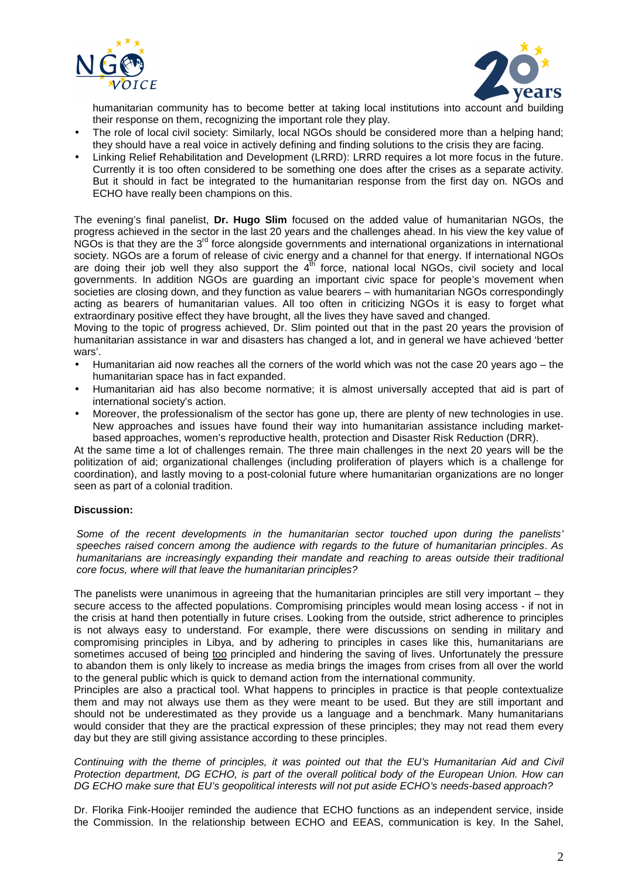humanitarian community has to become better at taking local institutions into account and building their response on them, recognizing the important role they play.

- The role of local civil society: Similarly, local NGOs should be considered more than a helping hand; they should have a real voice in actively defining and finding solutions to the crisis they are facing.
- Linking Relief Rehabilitation and Development (LRRD): LRRD requires a lot more focus in the future. Currently it is too often considered to be something one does after the crises as a separate activity. But it should in fact be integrated to the humanitarian response from the first day on. NGOs and ECHO have really been champions on this.

The evening's final panelist, **Dr. Hugo Slim** focused on the added value of humanitarian NGOs, the progress achieved in the sector in the last 20 years and the challenges ahead. In his view the key value of NGOs is that they are the 3rd force alongside governments and international organizations in international society. NGOs are a forum of release of civic energy and a channel for that energy. If international NGOs are doing their job well they also support the 4th force, national local NGOs, civil society and local governments. In addition NGOs are guarding an important civic space for people's movement when societies are closing down, and they function as value bearers – with humanitarian NGOs correspondingly acting as bearers of humanitarian values. All too often in criticizing NGOs it is easy to forget what extraordinary positive effect they have brought, all the lives they have saved and changed.

Moving to the topic of progress achieved, Dr. Slim pointed out that in the past 20 years the provision of humanitarian assistance in war and disasters has changed a lot, and in general we have achieved 'better wars'.

- Humanitarian aid now reaches all the corners of the world which was not the case 20 years ago – the humanitarian space has in fact expanded.
- Humanitarian aid has also become normative; it is almost universally accepted that aid is part of international society's action.
- Moreover, the professionalism of the sector has gone up, there are plenty of new technologies in use. New approaches and issues have found their way into humanitarian assistance including market-based approaches, women's reproductive health, protection and Disaster Risk Reduction (DRR).

At the same time a lot of challenges remain. The three main challenges in the next 20 years will be the politization of aid; organizational challenges (including proliferation of players which is a challenge for coordination), and lastly moving to a post-colonial future where humanitarian organizations are no longer seen as part of a colonial tradition.

**Discussion:**

*Some of the recent developments in the humanitarian sector touched upon during the panelists' speeches raised concern among the audience with regards to the future of humanitarian principles. As humanitarians are increasingly expanding their mandate and reaching to areas outside their traditional core focus, where will that leave the humanitarian principles?*

The panelists were unanimous in agreeing that the humanitarian principles are still very important – they secure access to the affected populations. Compromising principles would mean losing access - if not in the crisis at hand then potentially in future crises. Looking from the outside, strict adherence to principles is not always easy to understand. For example, there were discussions on sending in military and compromising principles in Libya, and by adhering to principles in cases like this, humanitarians are sometimes accused of being <u>too</u> principled and hindering the saving of lives. Unfortunately the pressure to abandon them is only likely to increase as media brings the images from crises from all over the world to the general public which is quick to demand action from the international community.

Principles are also a practical tool. What happens to principles in practice is that people contextualize them and may not always use them as they were meant to be used. But they are still important and should not be underestimated as they provide us a language and a benchmark. Many humanitarians would consider that they are the practical expression of these principles; they may not read them every day but they are still giving assistance according to these principles.

*Continuing with the theme of principles, it was pointed out that the EU's Humanitarian Aid and Civil Protection department, DG ECHO, is part of the overall political body of the European Union. How can DG ECHO make sure that EU's geopolitical interests will not put aside ECHO's needs-based approach?*

Dr. Florika Fink-Hooijer reminded the audience that ECHO functions as an independent service, inside the Commission. In the relationship between ECHO and EEAS, communication is key. In the Sahel,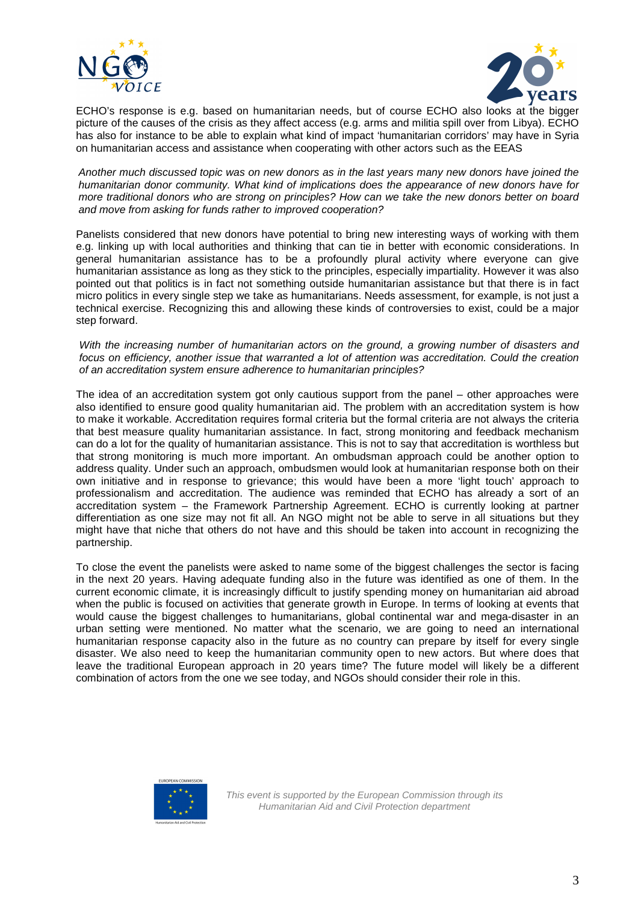ECHO's response is e.g. based on humanitarian needs, but of course ECHO also looks at the bigger picture of the causes of the crisis as they affect access (e.g. arms and militia spill over from Libya). ECHO has also for instance to be able to explain what kind of impact 'humanitarian corridors' may have in Syria on humanitarian access and assistance when cooperating with other actors such as the EEAS

*Another much discussed topic was on new donors as in the last years many new donors have joined the humanitarian donor community. What kind of implications does the appearance of new donors have for more traditional donors who are strong on principles? How can we take the new donors better on board and move from asking for funds rather to improved cooperation?*

Panelists considered that new donors have potential to bring new interesting ways of working with them e.g. linking up with local authorities and thinking that can tie in better with economic considerations. In general humanitarian assistance has to be a profoundly plural activity where everyone can give humanitarian assistance as long as they stick to the principles, especially impartiality. However it was also pointed out that politics is in fact not something outside humanitarian assistance but that there is in fact micro politics in every single step we take as humanitarians. Needs assessment, for example, is not just a technical exercise. Recognizing this and allowing these kinds of controversies to exist, could be a major step forward.

*With the increasing number of humanitarian actors on the ground, a growing number of disasters and focus on efficiency, another issue that warranted a lot of attention was accreditation. Could the creation of an accreditation system ensure adherence to humanitarian principles?*

The idea of an accreditation system got only cautious support from the panel – other approaches were also identified to ensure good quality humanitarian aid. The problem with an accreditation system is how to make it workable. Accreditation requires formal criteria but the formal criteria are not always the criteria that best measure quality humanitarian assistance. In fact, strong monitoring and feedback mechanism can do a lot for the quality of humanitarian assistance. This is not to say that accreditation is worthless but that strong monitoring is much more important. An ombudsman approach could be another option to address quality. Under such an approach, ombudsmen would look at humanitarian response both on their own initiative and in response to grievance; this would have been a more 'light touch' approach to professionalism and accreditation. The audience was reminded that ECHO has already a sort of an accreditation system – the Framework Partnership Agreement. ECHO is currently looking at partner differentiation as one size may not fit all. An NGO might not be able to serve in all situations but they might have that niche that others do not have and this should be taken into account in recognizing the partnership.

To close the event the panelists were asked to name some of the biggest challenges the sector is facing in the next 20 years. Having adequate funding also in the future was identified as one of them. In the current economic climate, it is increasingly difficult to justify spending money on humanitarian aid abroad when the public is focused on activities that generate growth in Europe. In terms of looking at events that would cause the biggest challenges to humanitarians, global continental war and mega-disaster in an urban setting were mentioned. No matter what the scenario, we are going to need an international humanitarian response capacity also in the future as no country can prepare by itself for every single disaster. We also need to keep the humanitarian community open to new actors. But where does that leave the traditional European approach in 20 years time? The future model will likely be a different combination of actors from the one we see today, and NGOs should consider their role in this.

*This event is supported by the European Commission through its Humanitarian Aid and Civil Protection department*